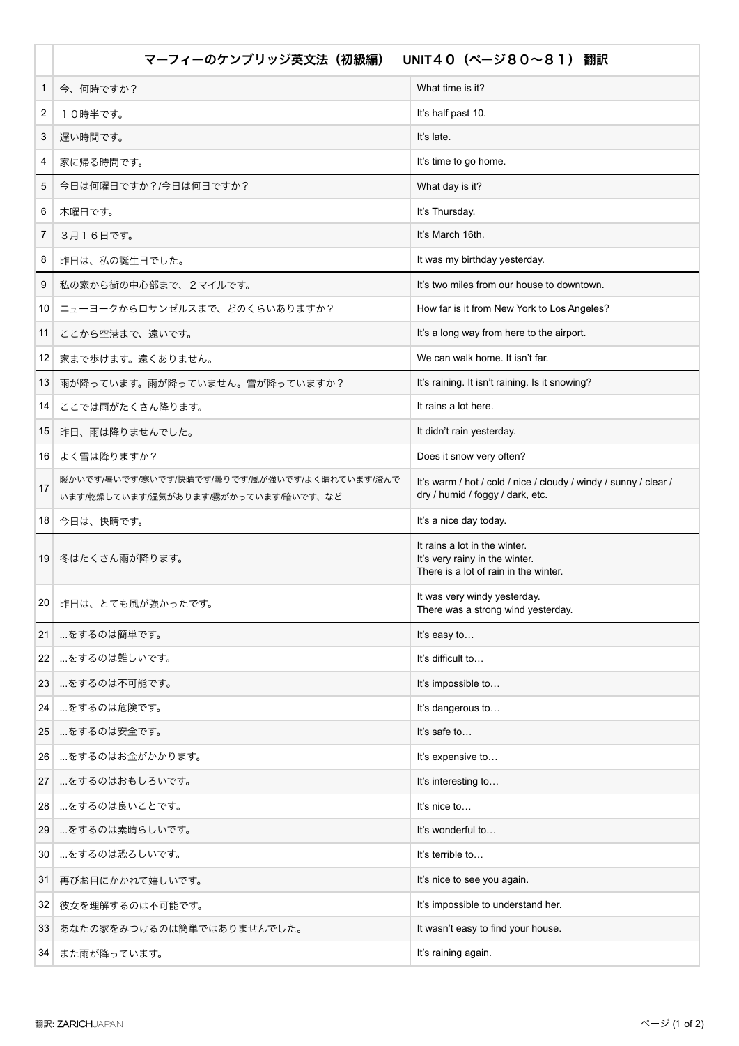| | マーフィーのケンブリッジ英文法（初級編）　UNIT４０（ページ８０～８１） 翻訳 | |
|---|---|---|
| 1 | 今、何時ですか？ | What time is it? |
| 2 | １０時半です。 | It's half past 10. |
| 3 | 遅い時間です。 | It's late. |
| 4 | 家に帰る時間です。 | It's time to go home. |
| 5 | 今日は何曜日ですか？/今日は何日ですか？ | What day is it? |
| 6 | 木曜日です。 | It's Thursday. |
| 7 | ３月１６日です。 | It's March 16th. |
| 8 | 昨日は、私の誕生日でした。 | It was my birthday yesterday. |
| 9 | 私の家から街の中心部まで、２マイルです。 | It's two miles from our house to downtown. |
| 10 | ニューヨークからロサンゼルスまで、どのくらいありますか？ | How far is it from New York to Los Angeles? |
| 11 | ここから空港まで、遠いです。 | It's a long way from here to the airport. |
| 12 | 家まで歩けます。遠くありません。 | We can walk home. It isn't far. |
| 13 | 雨が降っています。雨が降っていません。雪が降っていますか？ | It's raining. It isn't raining. Is it snowing? |
| 14 | ここでは雨がたくさん降ります。 | It rains a lot here. |
| 15 | 昨日、雨は降りませんでした。 | It didn't rain yesterday. |
| 16 | よく雪は降りますか？ | Does it snow very often? |
| 17 | 暖かいです/暑いです/寒いです/快晴です/曇りです/風が強いです/よく晴れています/澄んでいます/乾燥しています/湿気があります/霧がかっています/暗いです、など | It's warm / hot / cold / nice / cloudy / windy / sunny / clear / dry / humid / foggy / dark, etc. |
| 18 | 今日は、快晴です。 | It's a nice day today. |
| 19 | 冬はたくさん雨が降ります。 | It rains a lot in the winter.<br>It's very rainy in the winter.<br>There is a lot of rain in the winter. |
| 20 | 昨日は、とても風が強かったです。 | It was very windy yesterday.<br>There was a strong wind yesterday. |
| 21 | ...をするのは簡単です。 | It's easy to… |
| 22 | ...をするのは難しいです。 | It's difficult to… |
| 23 | ...をするのは不可能です。 | It's impossible to… |
| 24 | ...をするのは危険です。 | It's dangerous to… |
| 25 | ...をするのは安全です。 | It's safe to… |
| 26 | ...をするのはお金がかかります。 | It's expensive to… |
| 27 | ...をするのはおもしろいです。 | It's interesting to… |
| 28 | ...をするのは良いことです。 | It's nice to… |
| 29 | ...をするのは素晴らしいです。 | It's wonderful to… |
| 30 | ...をするのは恐ろしいです。 | It's terrible to… |
| 31 | 再びお目にかかれて嬉しいです。 | It's nice to see you again. |
| 32 | 彼女を理解するのは不可能です。 | It's impossible to understand her. |
| 33 | あなたの家をみつけるのは簡単ではありませんでした。 | It wasn't easy to find your house. |
| 34 | また雨が降っています。 | It's raining again. |

翻訳: ZARICHJAPAN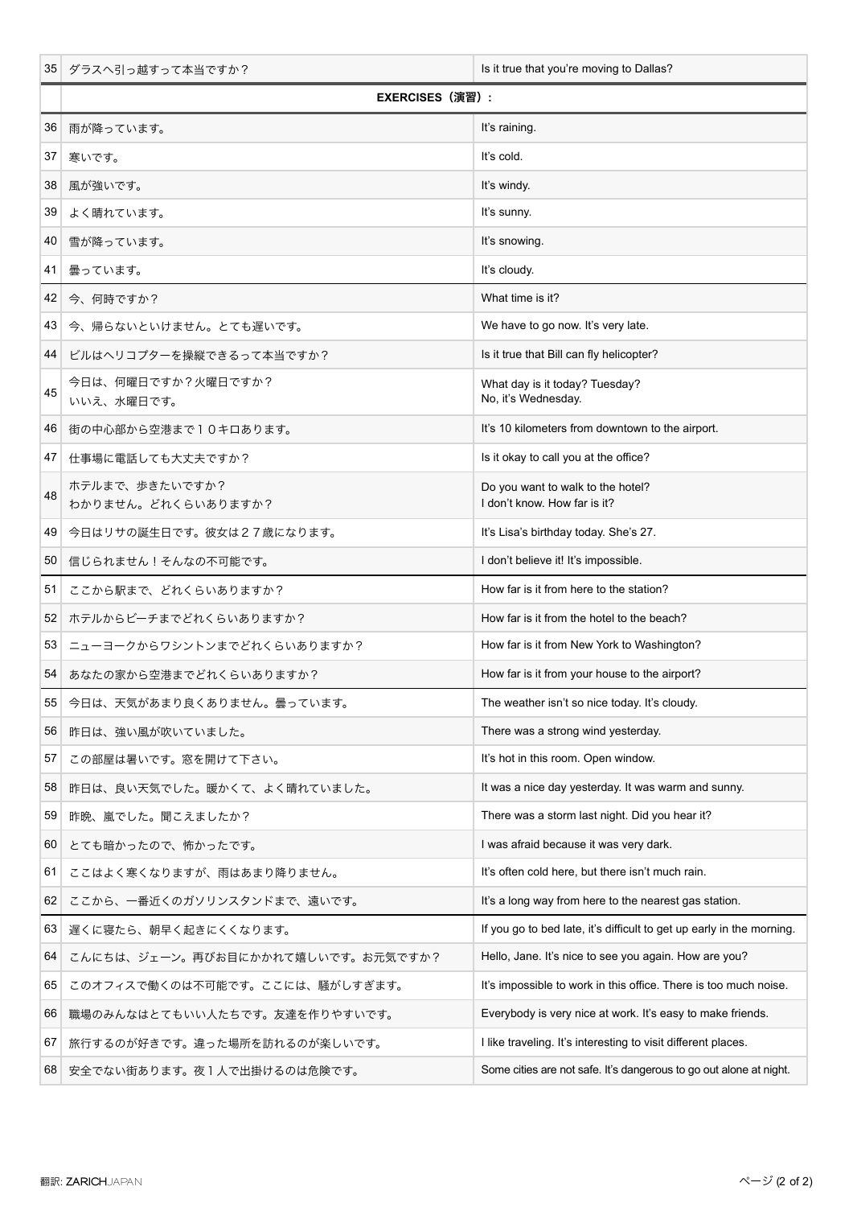| | | |
|---|---|---|
| 35 | ダラスへ引っ越すって本当ですか？ | Is it true that you're moving to Dallas? |
| | **EXERCISES（演習）：** | |
| 36 | 雨が降っています。 | It's raining. |
| 37 | 寒いです。 | It's cold. |
| 38 | 風が強いです。 | It's windy. |
| 39 | よく晴れています。 | It's sunny. |
| 40 | 雪が降っています。 | It's snowing. |
| 41 | 曇っています。 | It's cloudy. |
| 42 | 今、何時ですか？ | What time is it? |
| 43 | 今、帰らないといけません。とても遅いです。 | We have to go now. It's very late. |
| 44 | ビルはヘリコプターを操縦できるって本当ですか？ | Is it true that Bill can fly helicopter? |
| 45 | 今日は、何曜日ですか？火曜日ですか？<br>いいえ、水曜日です。 | What day is it today? Tuesday?<br>No, it's Wednesday. |
| 46 | 街の中心部から空港まで１０キロあります。 | It's 10 kilometers from downtown to the airport. |
| 47 | 仕事場に電話しても大丈夫ですか？ | Is it okay to call you at the office? |
| 48 | ホテルまで、歩きたいですか？<br>わかりません。どれくらいありますか？ | Do you want to walk to the hotel?<br>I don't know. How far is it? |
| 49 | 今日はリサの誕生日です。彼女は２７歳になります。 | It's Lisa's birthday today. She's 27. |
| 50 | 信じられません！そんなの不可能です。 | I don't believe it! It's impossible. |
| 51 | ここから駅まで、どれくらいありますか？ | How far is it from here to the station? |
| 52 | ホテルからビーチまでどれくらいありますか？ | How far is it from the hotel to the beach? |
| 53 | ニューヨークからワシントンまでどれくらいありますか？ | How far is it from New York to Washington? |
| 54 | あなたの家から空港までどれくらいありますか？ | How far is it from your house to the airport? |
| 55 | 今日は、天気があまり良くありません。曇っています。 | The weather isn't so nice today. It's cloudy. |
| 56 | 昨日は、強い風が吹いていました。 | There was a strong wind yesterday. |
| 57 | この部屋は暑いです。窓を開けて下さい。 | It's hot in this room. Open window. |
| 58 | 昨日は、良い天気でした。暖かくて、よく晴れていました。 | It was a nice day yesterday. It was warm and sunny. |
| 59 | 昨晩、嵐でした。聞こえましたか？ | There was a storm last night. Did you hear it? |
| 60 | とても暗かったので、怖かったです。 | I was afraid because it was very dark. |
| 61 | ここはよく寒くなりますが、雨はあまり降りません。 | It's often cold here, but there isn't much rain. |
| 62 | ここから、一番近くのガソリンスタンドまで、遠いです。 | It's a long way from here to the nearest gas station. |
| 63 | 遅くに寝たら、朝早く起きにくくなります。 | If you go to bed late, it's difficult to get up early in the morning. |
| 64 | こんにちは、ジェーン。再びお目にかかれて嬉しいです。お元気ですか？ | Hello, Jane. It's nice to see you again. How are you? |
| 65 | このオフィスで働くのは不可能です。ここには、騒がしすぎます。 | It's impossible to work in this office. There is too much noise. |
| 66 | 職場のみんなはとてもいい人たちです。友達を作りやすいです。 | Everybody is very nice at work. It's easy to make friends. |
| 67 | 旅行するのが好きです。違った場所を訪れるのが楽しいです。 | I like traveling. It's interesting to visit different places. |
| 68 | 安全でない街あります。夜１人で出掛けるのは危険です。 | Some cities are not safe. It's dangerous to go out alone at night. |

翻訳: ZARICHJAPAN